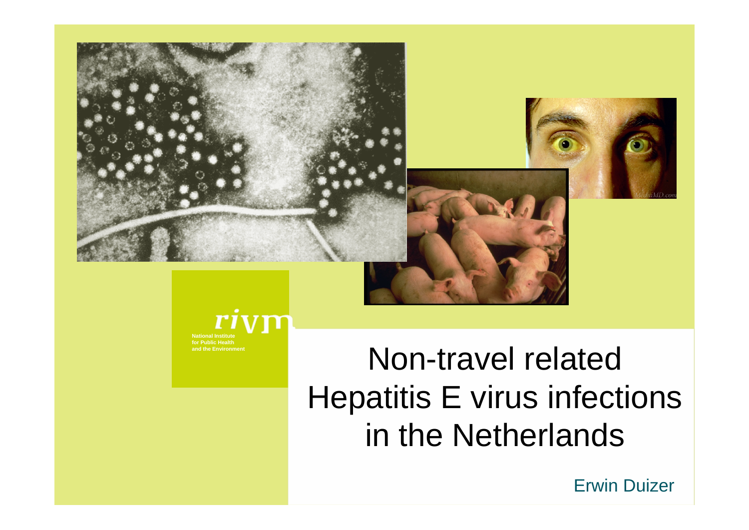rivm

National Institute
for Public Health
and the Environment

# Non-travel related Hepatitis E virus infections in the Netherlands

Erwin Duizer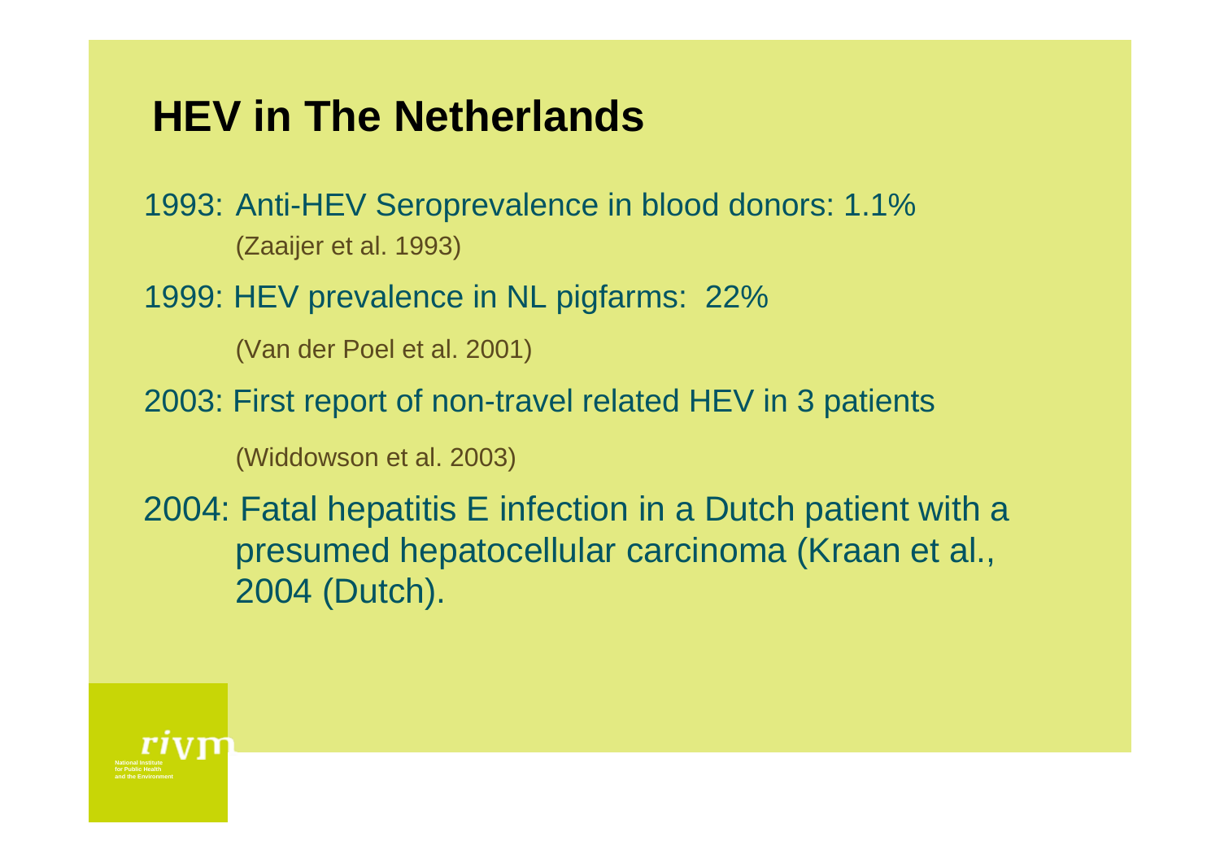# HEV in The Netherlands

1993: Anti-HEV Seroprevalence in blood donors: 1.1%
(Zaaijer et al. 1993)

1999: HEV prevalence in NL pigfarms: 22%
(Van der Poel et al. 2001)

2003: First report of non-travel related HEV in 3 patients
(Widdowson et al. 2003)

2004: Fatal hepatitis E infection in a Dutch patient with a presumed hepatocellular carcinoma (Kraan et al., 2004 (Dutch).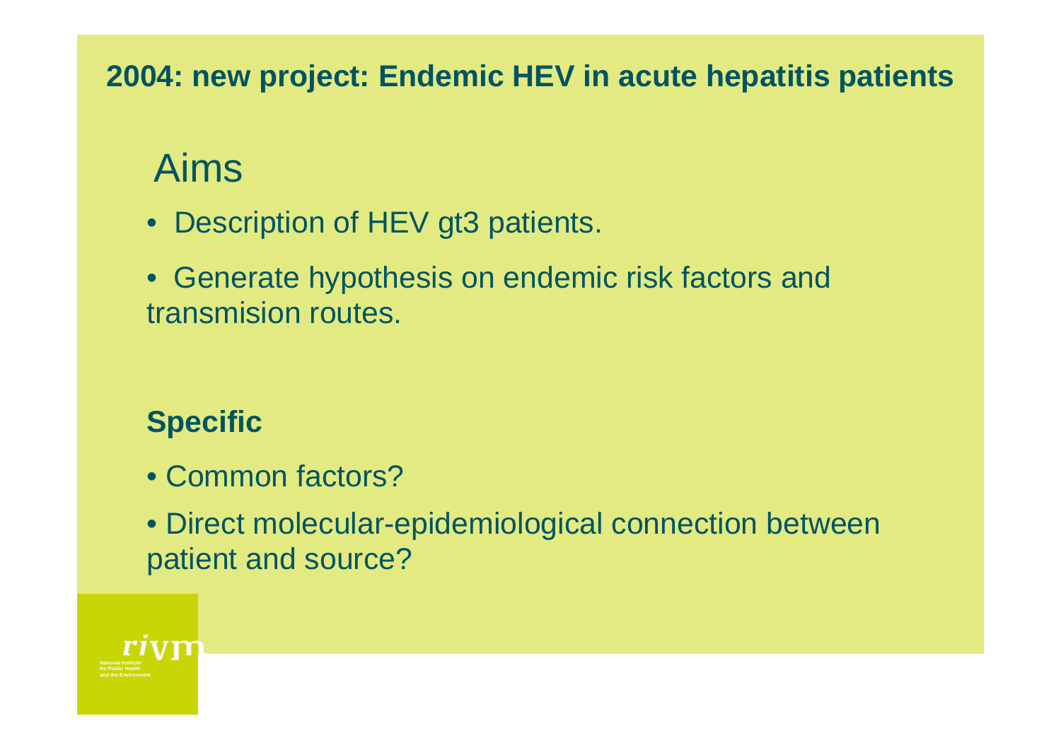## 2004: new project: Endemic HEV in acute hepatitis patients

# Aims

- Description of HEV gt3 patients.
- Generate hypothesis on endemic risk factors and transmision routes.

**Specific**

- Common factors?
- Direct molecular-epidemiological connection between patient and source?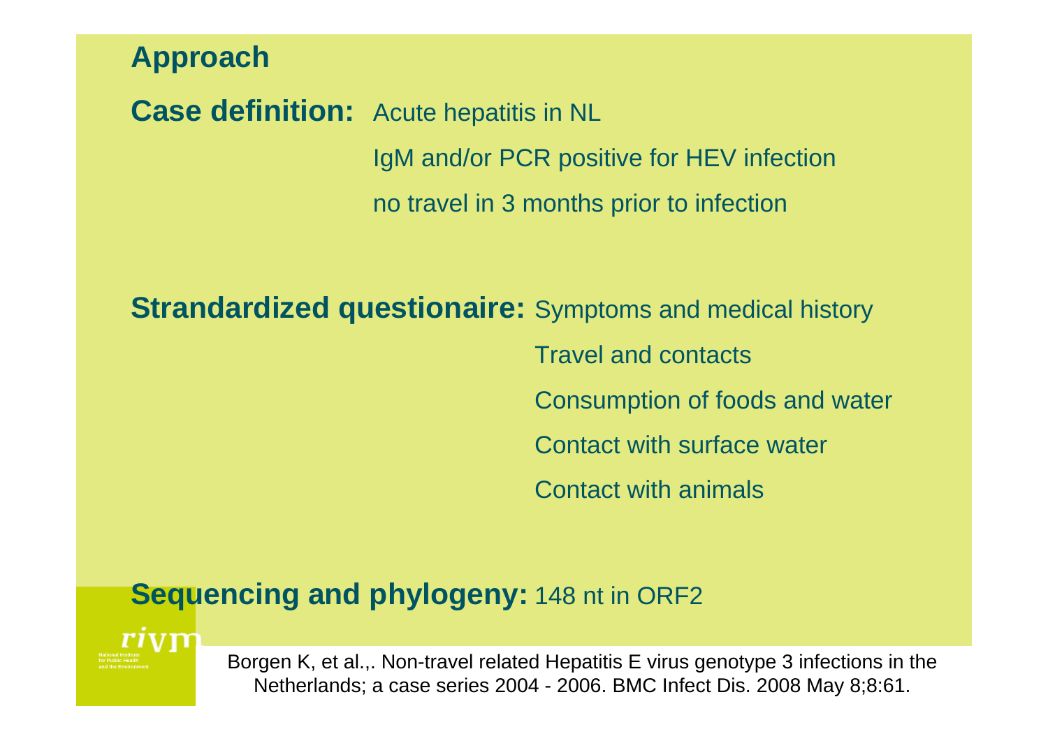## Approach

**Case definition:** Acute hepatitis in NL

IgM and/or PCR positive for HEV infection

no travel in 3 months prior to infection

**Strandardized questionaire:** Symptoms and medical history

Travel and contacts

Consumption of foods and water

Contact with surface water

Contact with animals

**Sequencing and phylogeny:** 148 nt in ORF2

Borgen K, et al.,. Non-travel related Hepatitis E virus genotype 3 infections in the Netherlands; a case series 2004 - 2006. BMC Infect Dis. 2008 May 8;8:61.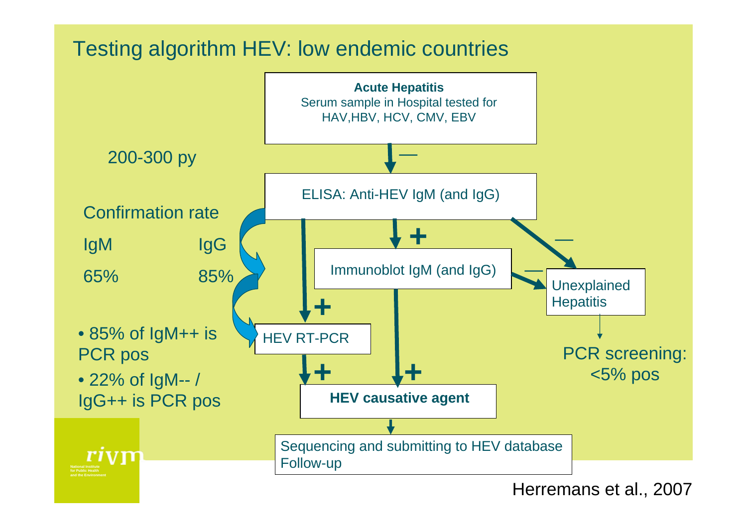# Testing algorithm HEV: low endemic countries

**Acute Hepatitis**
Serum sample in Hospital tested for HAV,HBV, HCV, CMV, EBV

↓ —

200-300 py

ELISA: Anti-HEV IgM (and IgG)

- \+ → Immunoblot IgM (and IgG)
- \+ → HEV RT-PCR
- — → Unexplained Hepatitis

Immunoblot IgM (and IgG)

- \+ → HEV causative agent
- — → Unexplained Hepatitis

HEV RT-PCR

- \+ → HEV causative agent

Unexplained Hepatitis → PCR screening: <5% pos

**HEV causative agent**

↓

Sequencing and submitting to HEV database
Follow-up

Confirmation rate

| IgM | IgG |
| --- | --- |
| 65% | 85% |

- 85% of IgM++ is PCR pos
- 22% of IgM-- / IgG++ is PCR pos

Herremans et al., 2007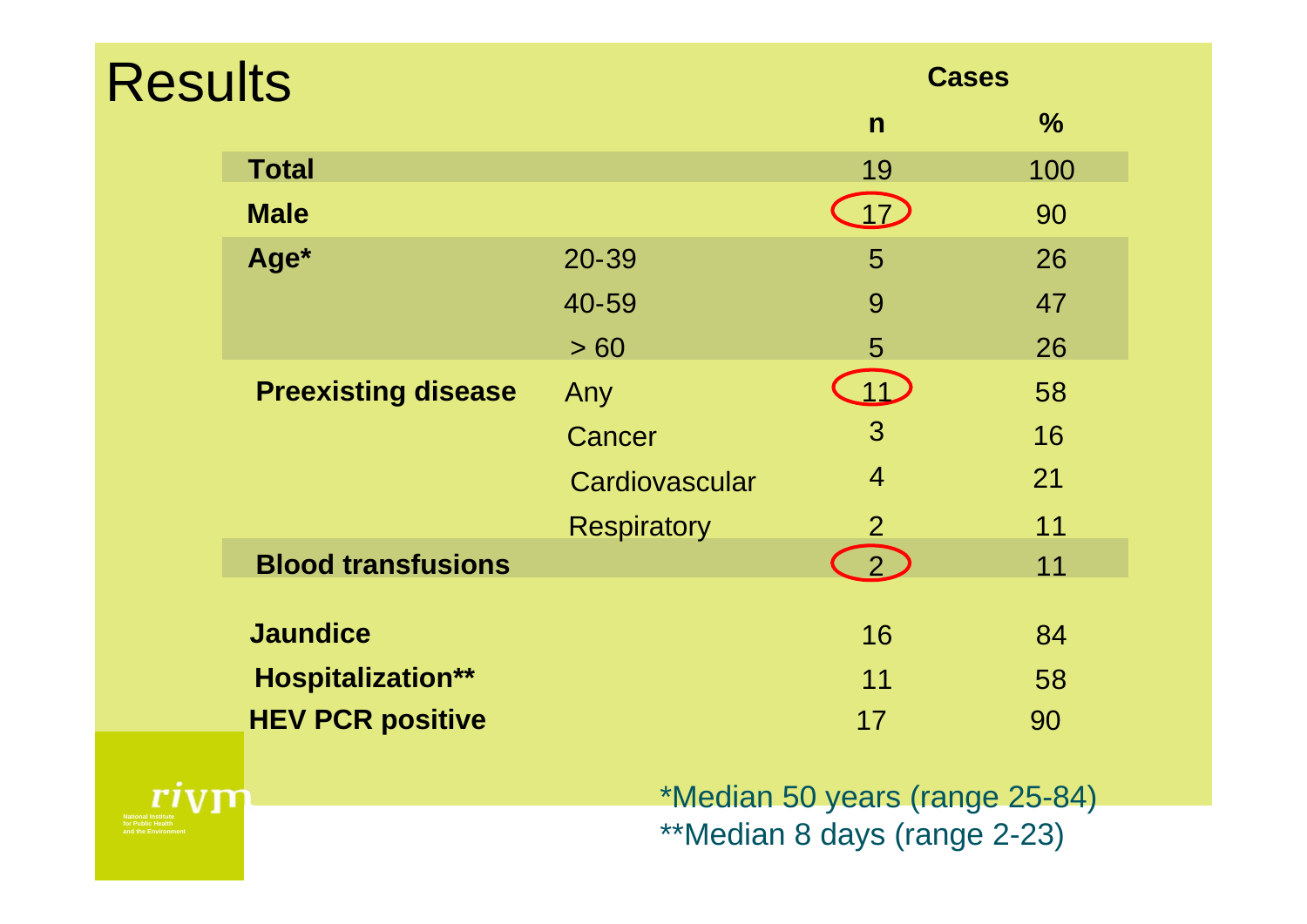# Results

| | | Cases | |
|---|---|---|---|
| | | **n** | **%** |
| **Total** | | 19 | 100 |
| **Male** | | 17 | 90 |
| **Age*** | 20-39 | 5 | 26 |
| | 40-59 | 9 | 47 |
| | > 60 | 5 | 26 |
| **Preexisting disease** | Any | 11 | 58 |
| | Cancer | 3 | 16 |
| | Cardiovascular | 4 | 21 |
| | Respiratory | 2 | 11 |
| **Blood transfusions** | | 2 | 11 |
| **Jaundice** | | 16 | 84 |
| **Hospitalization**** | | 11 | 58 |
| **HEV PCR positive** | | 17 | 90 |

*Median 50 years (range 25-84)
**Median 8 days (range 2-23)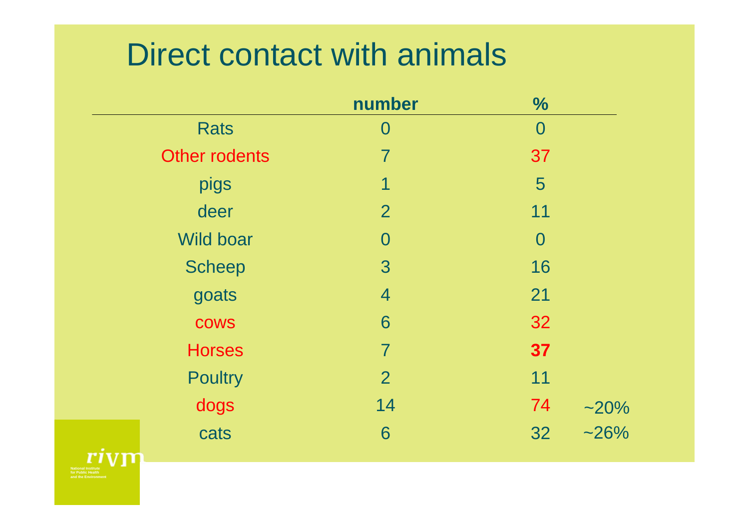# Direct contact with animals

| | number | % | |
|---|---|---|---|
| Rats | 0 | 0 | |
| Other rodents | 7 | 37 | |
| pigs | 1 | 5 | |
| deer | 2 | 11 | |
| Wild boar | 0 | 0 | |
| Scheep | 3 | 16 | |
| goats | 4 | 21 | |
| cows | 6 | 32 | |
| Horses | 7 | **37** | |
| Poultry | 2 | 11 | |
| dogs | 14 | 74 | ~20% |
| cats | 6 | 32 | ~26% |

rivm National Institute for Public Health and the Environment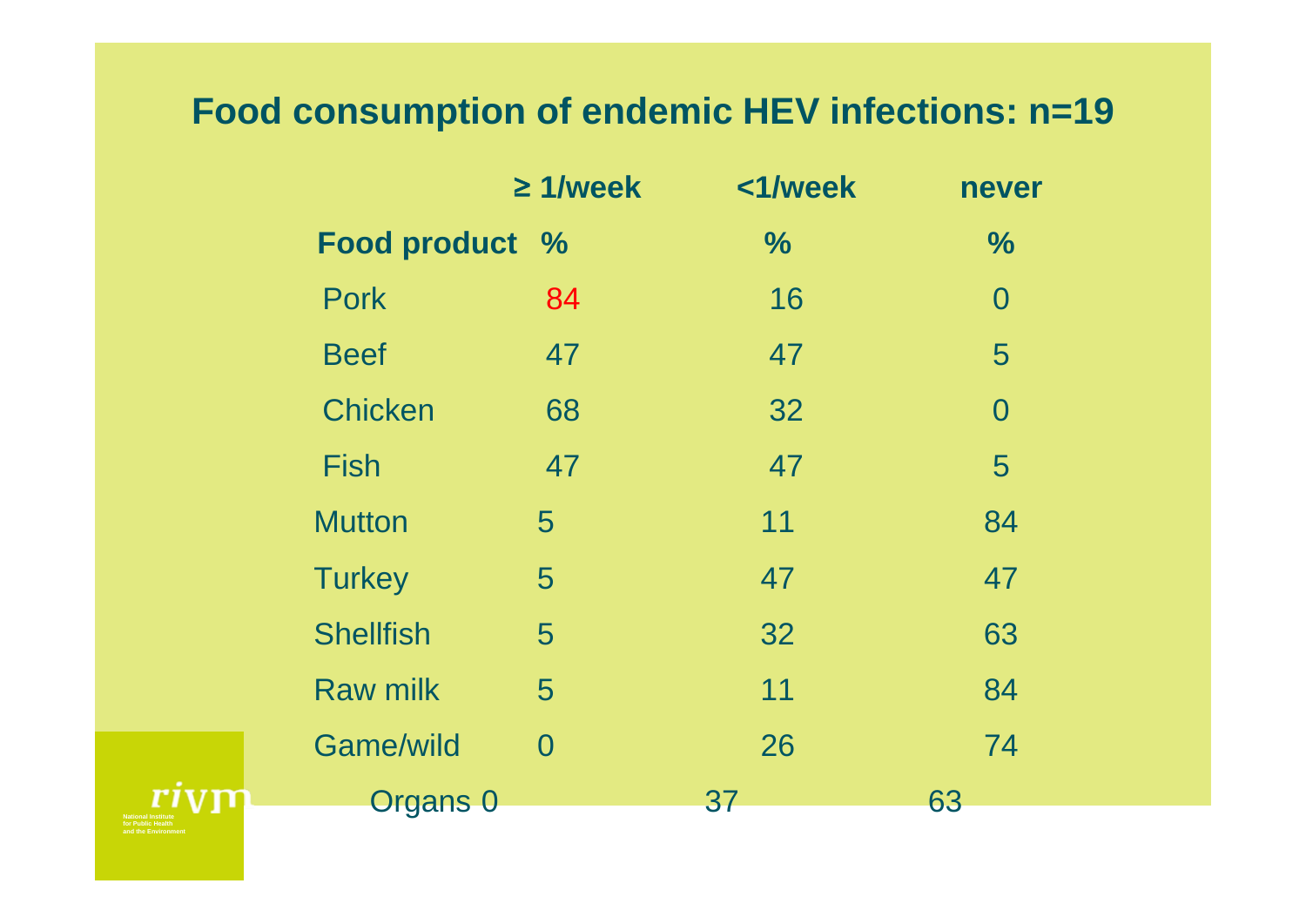## Food consumption of endemic HEV infections: n=19

| Food product | ≥ 1/week % | <1/week % | never % |
|---|---|---|---|
| Pork | 84 | 16 | 0 |
| Beef | 47 | 47 | 5 |
| Chicken | 68 | 32 | 0 |
| Fish | 47 | 47 | 5 |
| Mutton | 5 | 11 | 84 |
| Turkey | 5 | 47 | 47 |
| Shellfish | 5 | 32 | 63 |
| Raw milk | 5 | 11 | 84 |
| Game/wild | 0 | 26 | 74 |
| Organs | 0 | 37 | 63 |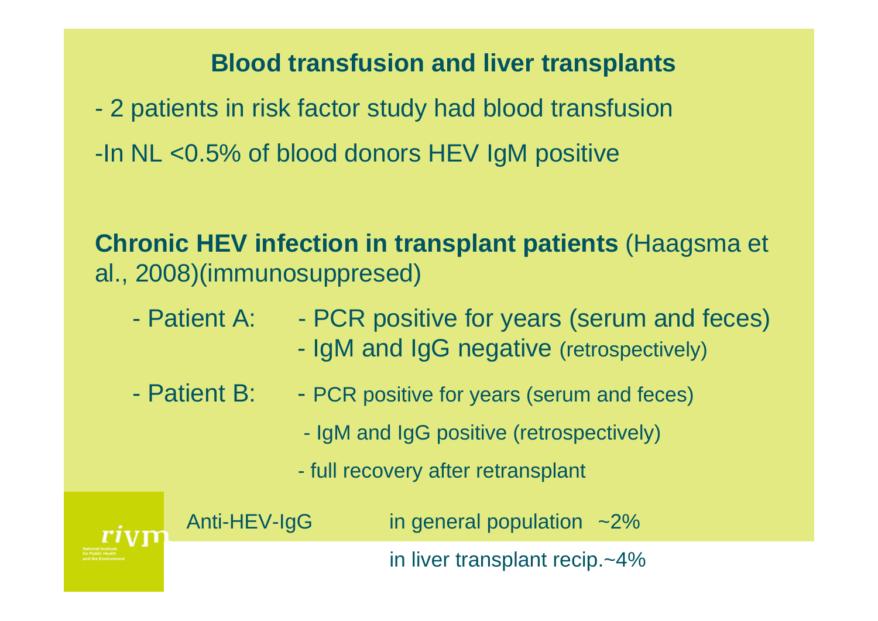## Blood transfusion and liver transplants

- 2 patients in risk factor study had blood transfusion
- In NL <0.5% of blood donors HEV IgM positive

**Chronic HEV infection in transplant patients** (Haagsma et al., 2008)(immunosuppresed)

- Patient A:
  - PCR positive for years (serum and feces)
  - IgM and IgG negative (retrospectively)
- Patient B:
  - PCR positive for years (serum and feces)
  - IgM and IgG positive (retrospectively)
  - full recovery after retransplant

Anti-HEV-IgG in general population ~2%

in liver transplant recip.~4%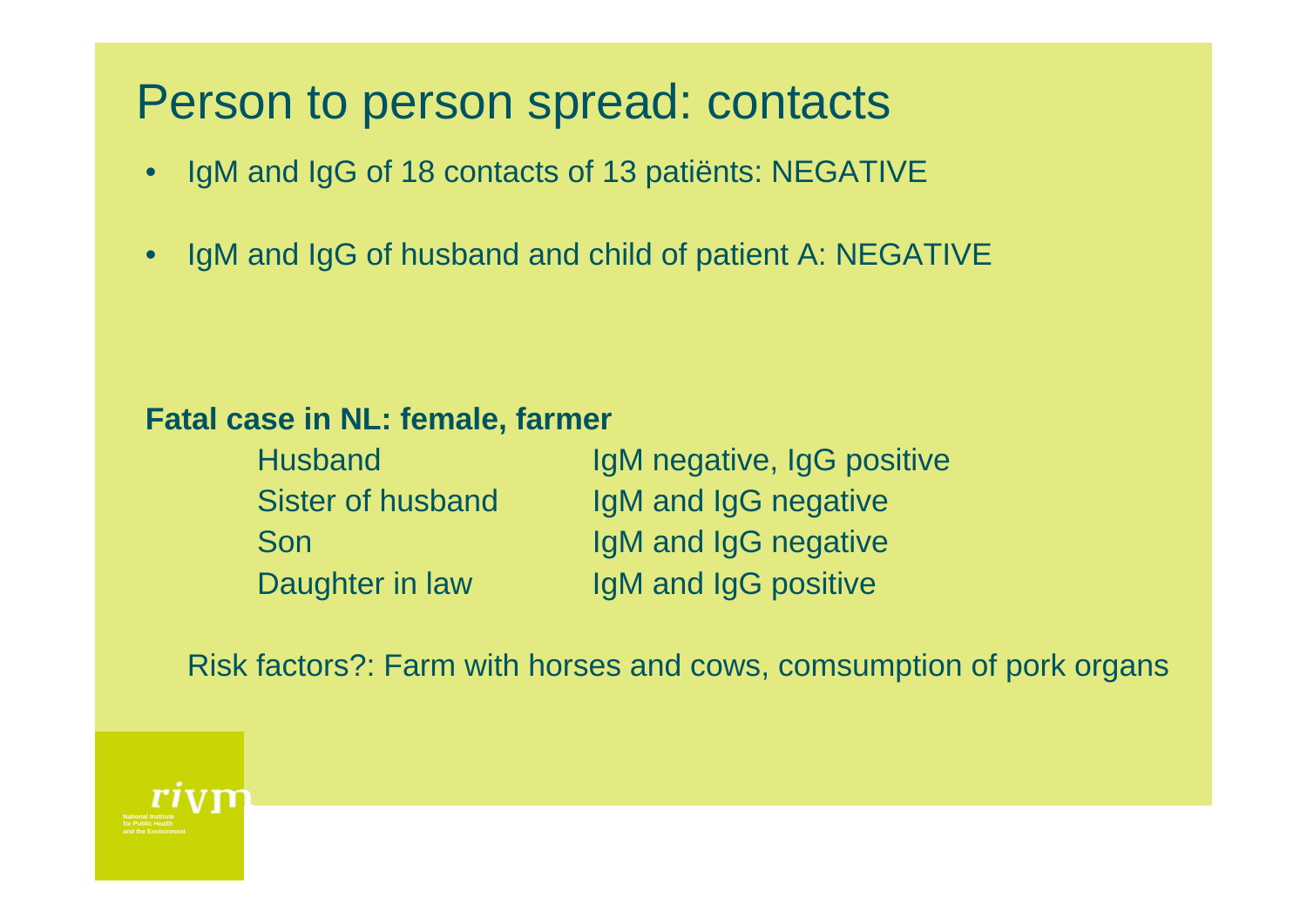# Person to person spread: contacts

- IgM and IgG of 18 contacts of 13 patiënts: NEGATIVE
- IgM and IgG of husband and child of patient A: NEGATIVE

**Fatal case in NL: female, farmer**

| | |
|---|---|
| Husband | IgM negative, IgG positive |
| Sister of husband | IgM and IgG negative |
| Son | IgM and IgG negative |
| Daughter in law | IgM and IgG positive |

Risk factors?: Farm with horses and cows, comsumption of pork organs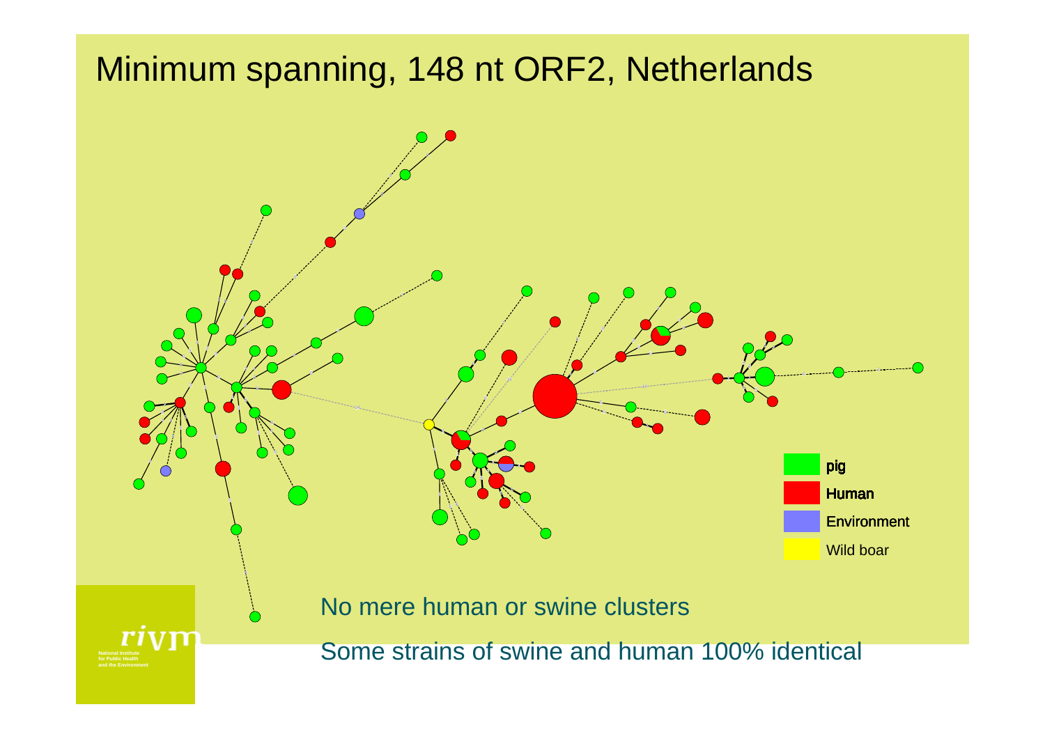# Minimum spanning, 148 nt ORF2, Netherlands

- pig
- Human
- Environment
- Wild boar

No mere human or swine clusters

Some strains of swine and human 100% identical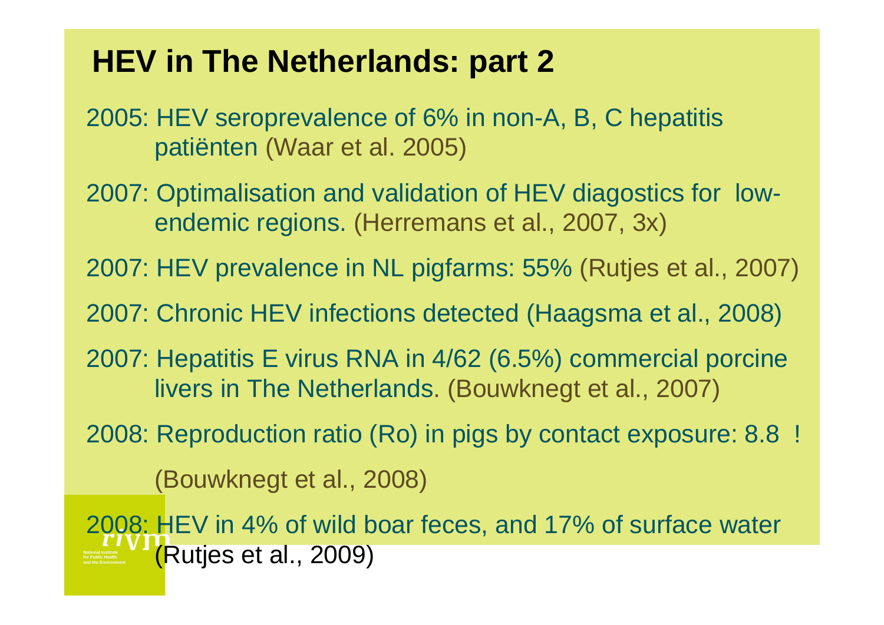## HEV in The Netherlands: part 2

2005: HEV seroprevalence of 6% in non-A, B, C hepatitis patiënten (Waar et al. 2005)

2007: Optimalisation and validation of HEV diagostics for low-endemic regions. (Herremans et al., 2007, 3x)

2007: HEV prevalence in NL pigfarms: 55% (Rutjes et al., 2007)

2007: Chronic HEV infections detected (Haagsma et al., 2008)

2007: Hepatitis E virus RNA in 4/62 (6.5%) commercial porcine livers in The Netherlands. (Bouwknegt et al., 2007)

2008: Reproduction ratio (Ro) in pigs by contact exposure: 8.8 !

(Bouwknegt et al., 2008)

2008: HEV in 4% of wild boar feces, and 17% of surface water (Rutjes et al., 2009)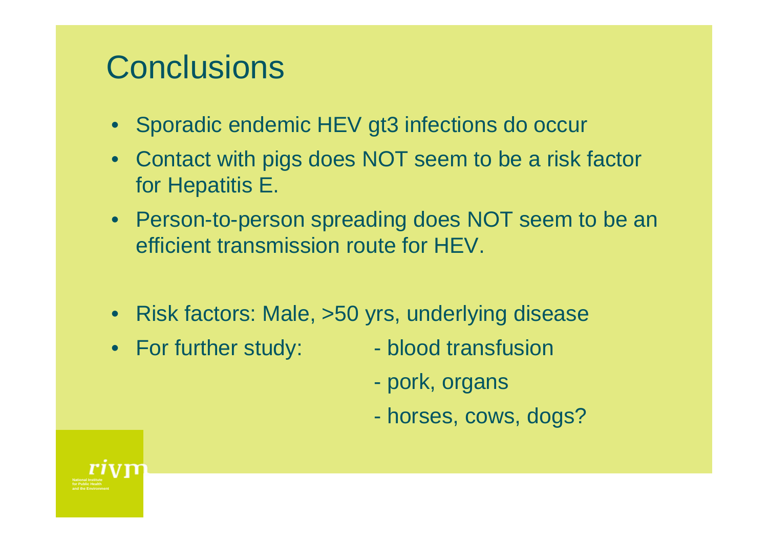# Conclusions

- Sporadic endemic HEV gt3 infections do occur
- Contact with pigs does NOT seem to be a risk factor for Hepatitis E.
- Person-to-person spreading does NOT seem to be an efficient transmission route for HEV.

- Risk factors: Male, >50 yrs, underlying disease
- For further study:
  - blood transfusion
  - pork, organs
  - horses, cows, dogs?

rivm

National Institute for Public Health and the Environment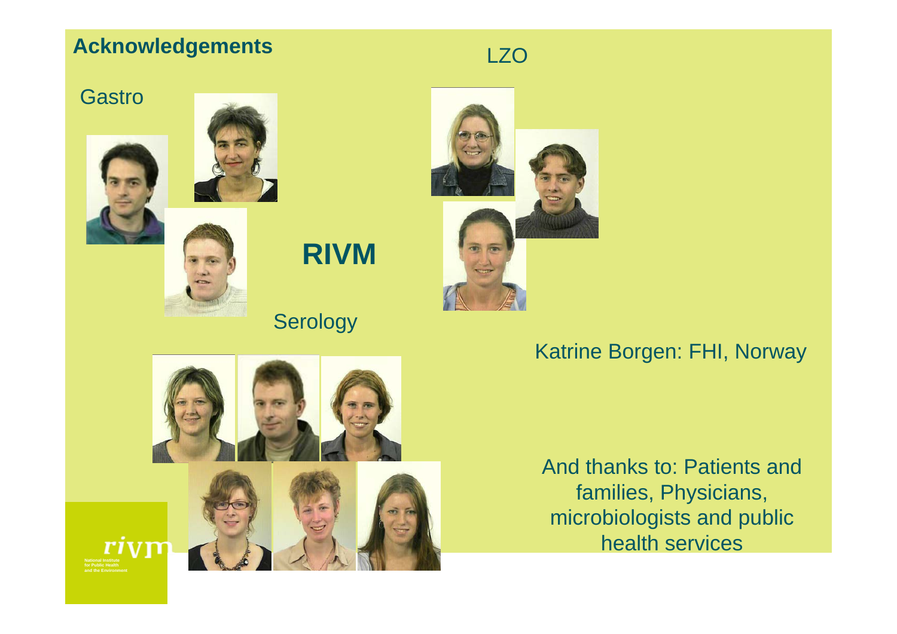## Acknowledgements

Gastro

LZO

RIVM

Serology

Katrine Borgen: FHI, Norway

And thanks to: Patients and families, Physicians, microbiologists and public health services